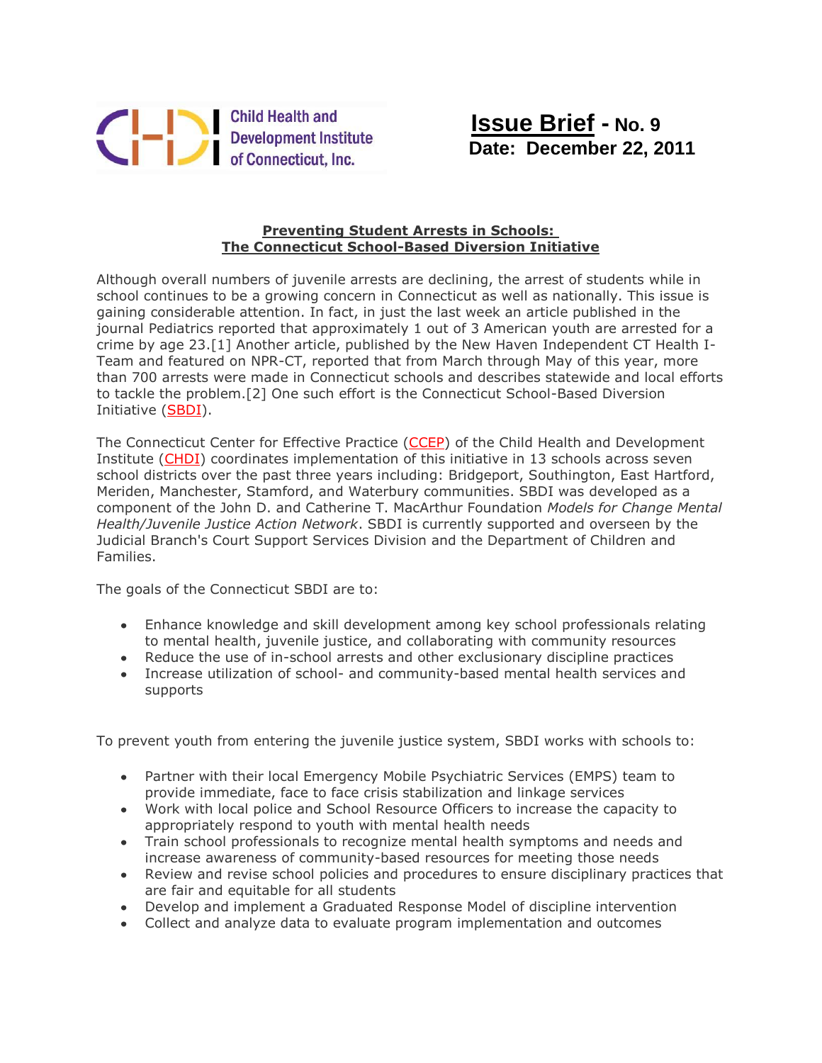Child Health and Development Institute of Connecticut, Inc.

**Issue Brief - No. 9**
**Date: December 22, 2011**

## Preventing Student Arrests in Schools: The Connecticut School-Based Diversion Initiative

Although overall numbers of juvenile arrests are declining, the arrest of students while in school continues to be a growing concern in Connecticut as well as nationally. This issue is gaining considerable attention. In fact, in just the last week an article published in the journal Pediatrics reported that approximately 1 out of 3 American youth are arrested for a crime by age 23.[1] Another article, published by the New Haven Independent CT Health I-Team and featured on NPR-CT, reported that from March through May of this year, more than 700 arrests were made in Connecticut schools and describes statewide and local efforts to tackle the problem.[2] One such effort is the Connecticut School-Based Diversion Initiative (SBDI).

The Connecticut Center for Effective Practice (CCEP) of the Child Health and Development Institute (CHDI) coordinates implementation of this initiative in 13 schools across seven school districts over the past three years including: Bridgeport, Southington, East Hartford, Meriden, Manchester, Stamford, and Waterbury communities. SBDI was developed as a component of the John D. and Catherine T. MacArthur Foundation *Models for Change Mental Health/Juvenile Justice Action Network*. SBDI is currently supported and overseen by the Judicial Branch's Court Support Services Division and the Department of Children and Families.

The goals of the Connecticut SBDI are to:

- Enhance knowledge and skill development among key school professionals relating to mental health, juvenile justice, and collaborating with community resources
- Reduce the use of in-school arrests and other exclusionary discipline practices
- Increase utilization of school- and community-based mental health services and supports

To prevent youth from entering the juvenile justice system, SBDI works with schools to:

- Partner with their local Emergency Mobile Psychiatric Services (EMPS) team to provide immediate, face to face crisis stabilization and linkage services
- Work with local police and School Resource Officers to increase the capacity to appropriately respond to youth with mental health needs
- Train school professionals to recognize mental health symptoms and needs and increase awareness of community-based resources for meeting those needs
- Review and revise school policies and procedures to ensure disciplinary practices that are fair and equitable for all students
- Develop and implement a Graduated Response Model of discipline intervention
- Collect and analyze data to evaluate program implementation and outcomes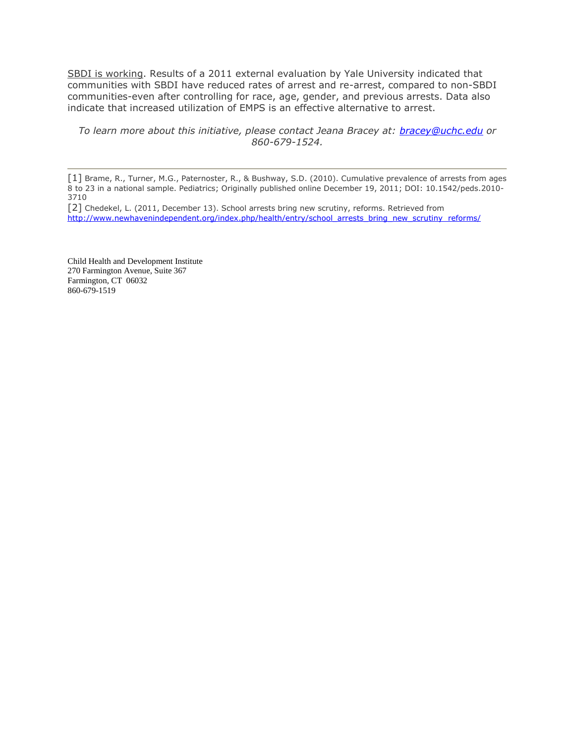SBDI is working. Results of a 2011 external evaluation by Yale University indicated that communities with SBDI have reduced rates of arrest and re-arrest, compared to non-SBDI communities-even after controlling for race, age, gender, and previous arrests. Data also indicate that increased utilization of EMPS is an effective alternative to arrest.

*To learn more about this initiative, please contact Jeana Bracey at: [bracey@uchc.edu](mailto:bracey@uchc.edu) or 860-679-1524.*

---

[1] Brame, R., Turner, M.G., Paternoster, R., & Bushway, S.D. (2010). Cumulative prevalence of arrests from ages 8 to 23 in a national sample. Pediatrics; Originally published online December 19, 2011; DOI: 10.1542/peds.2010-3710

[2] Chedekel, L. (2011, December 13). School arrests bring new scrutiny, reforms. Retrieved from http://www.newhavenindependent.org/index.php/health/entry/school_arrests_bring_new_scrutiny_reforms/

Child Health and Development Institute
270 Farmington Avenue, Suite 367
Farmington, CT 06032
860-679-1519